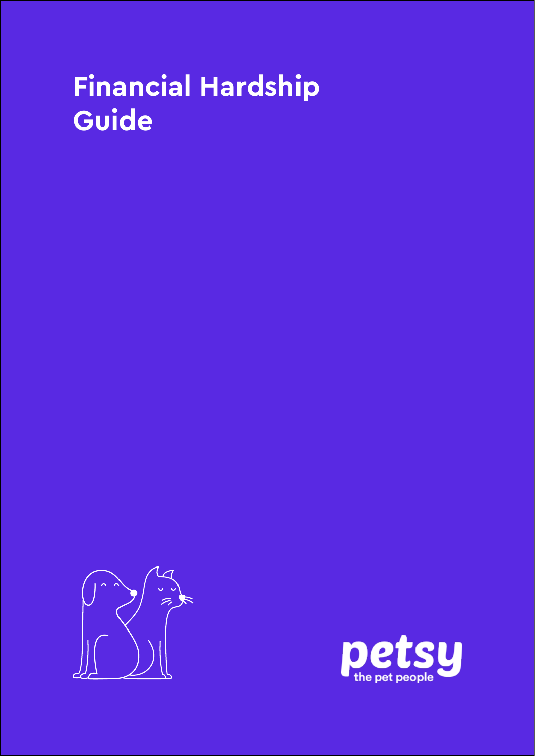# Financial Hardship Guide

petsy

the pet people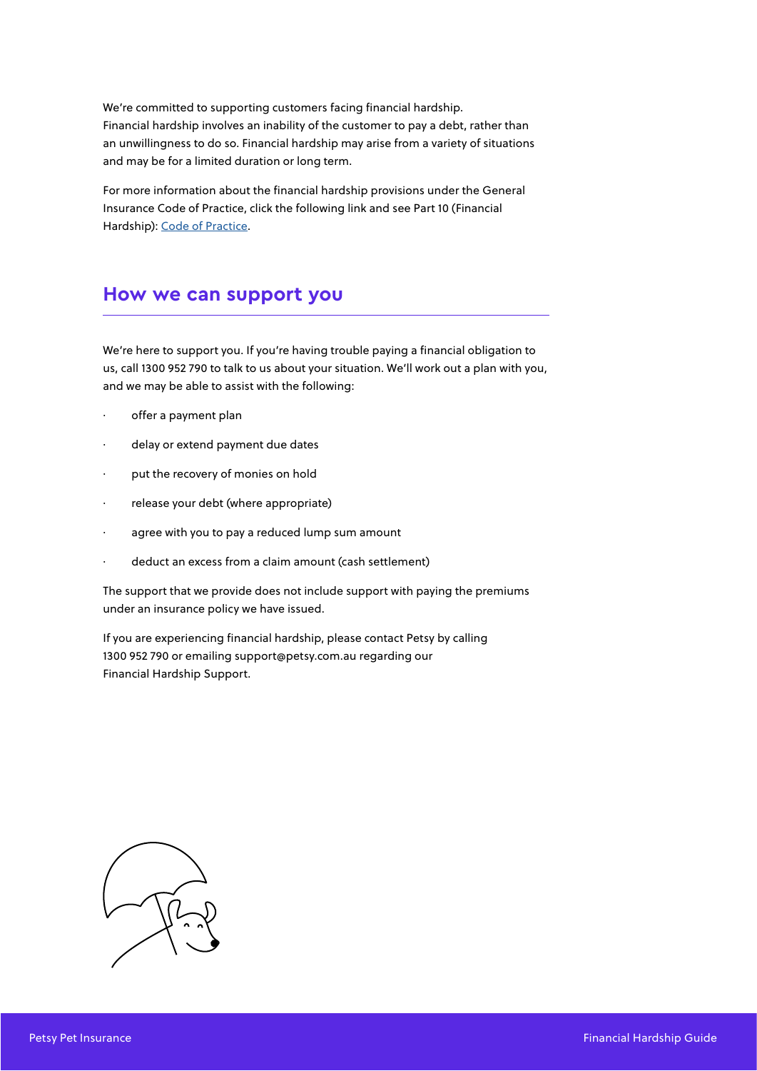We're committed to supporting customers facing financial hardship. Financial hardship involves an inability of the customer to pay a debt, rather than an unwillingness to do so. Financial hardship may arise from a variety of situations and may be for a limited duration or long term.

For more information about the financial hardship provisions under the General Insurance Code of Practice, click the following link and see Part 10 (Financial Hardship): [Code of Practice](#).

## How we can support you

We're here to support you. If you're having trouble paying a financial obligation to us, call 1300 952 790 to talk to us about your situation. We'll work out a plan with you, and we may be able to assist with the following:

- offer a payment plan
- delay or extend payment due dates
- put the recovery of monies on hold
- release your debt (where appropriate)
- agree with you to pay a reduced lump sum amount
- deduct an excess from a claim amount (cash settlement)

The support that we provide does not include support with paying the premiums under an insurance policy we have issued.

If you are experiencing financial hardship, please contact Petsy by calling 1300 952 790 or emailing support@petsy.com.au regarding our Financial Hardship Support.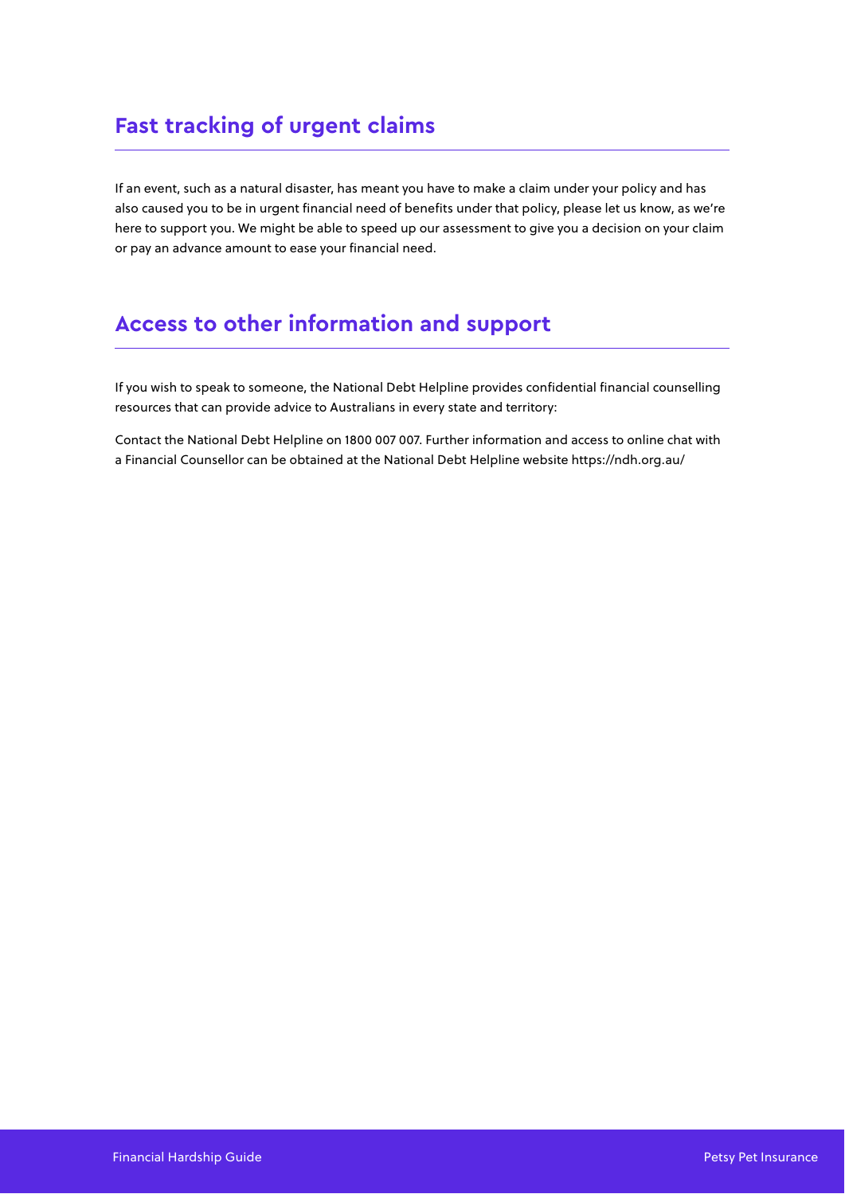## Fast tracking of urgent claims

If an event, such as a natural disaster, has meant you have to make a claim under your policy and has also caused you to be in urgent financial need of benefits under that policy, please let us know, as we're here to support you. We might be able to speed up our assessment to give you a decision on your claim or pay an advance amount to ease your financial need.

## Access to other information and support

If you wish to speak to someone, the National Debt Helpline provides confidential financial counselling resources that can provide advice to Australians in every state and territory:

Contact the National Debt Helpline on 1800 007 007. Further information and access to online chat with a Financial Counsellor can be obtained at the National Debt Helpline website https://ndh.org.au/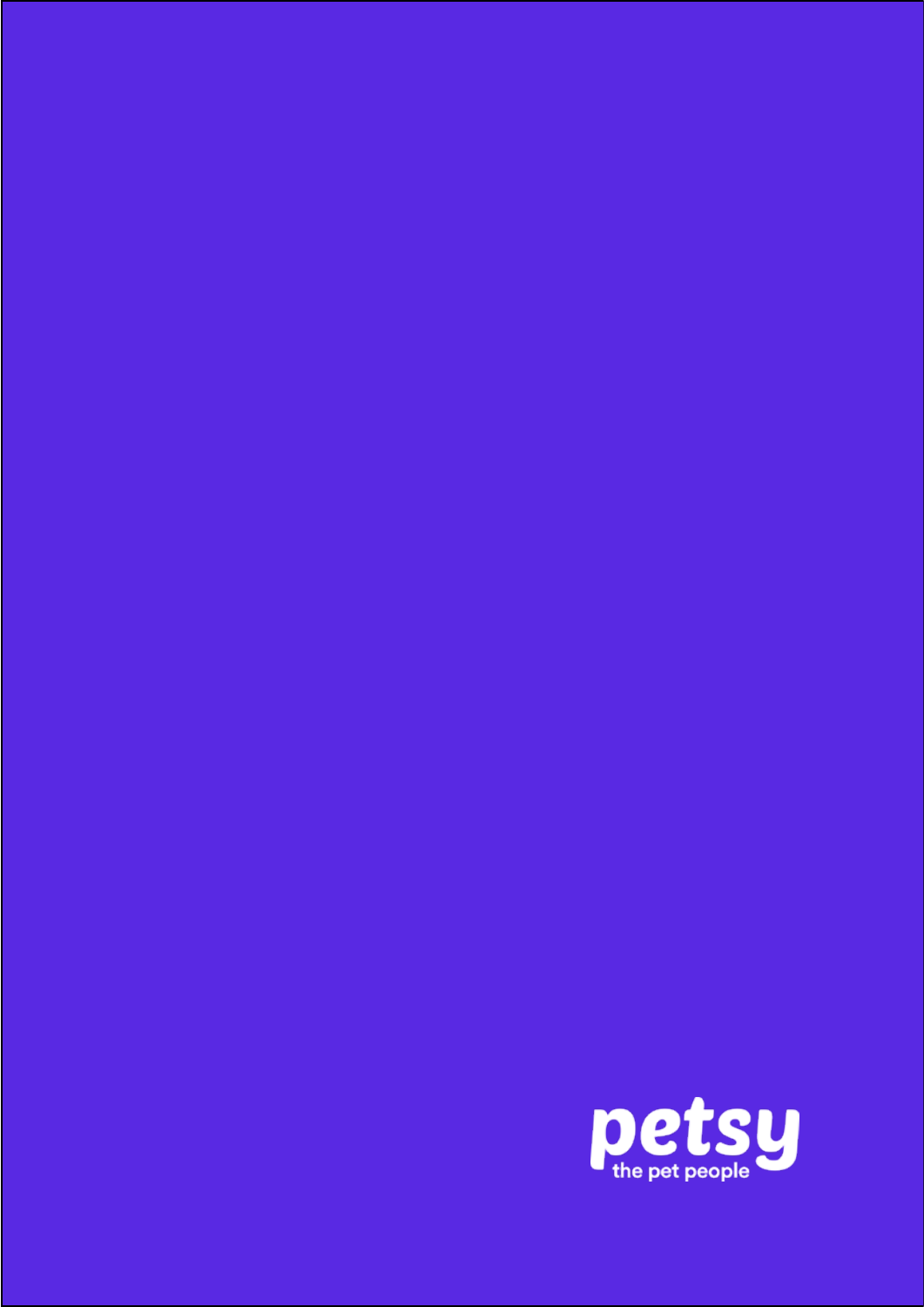petsy

the pet people